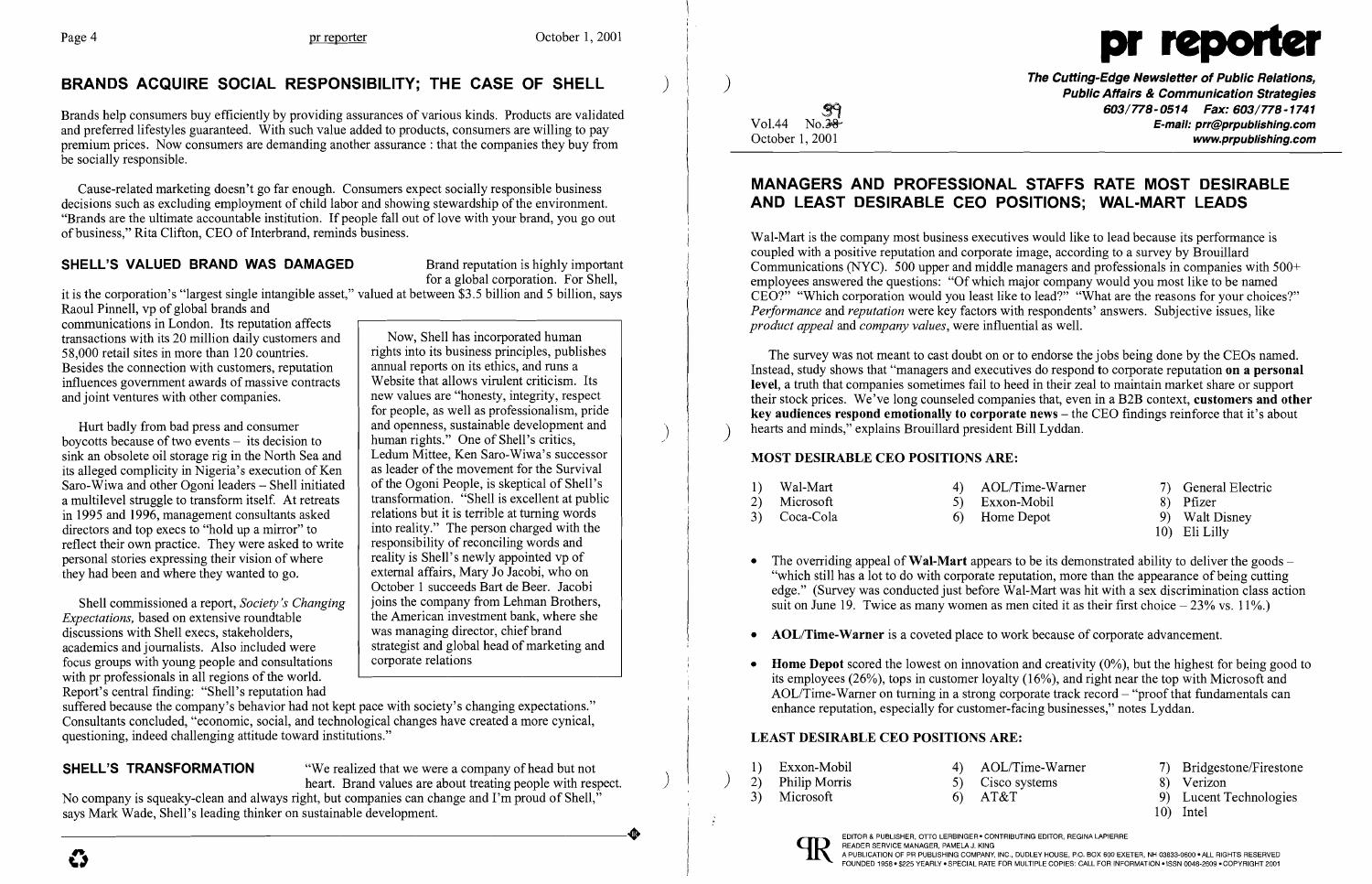# BRANDS ACQUIRE SOCIAL RESPONSIBILITY; THE CASE OF SHELL

Brands help consumers buy efficiently by providing assurances of various kinds. Products are validated and preferred lifestyles guaranteed. With such value added to products, consumers are willing to pay premium prices. Now consumers are demanding another assurance : that the companies they buy from be socially responsible.

Cause-related marketing doesn't go far enough. Consumers expect socially responsible business decisions such as excluding employment of child labor and showing stewardship of the environment. "Brands are the ultimate accountable institution. If people fall out of love with your brand, you go out of business," Rita Clifton, CEO of Interbrand, reminds business.

## SHELL'S VALUED BRAND WAS DAMAGED

Brand reputation is highly important for a global corporation. For Shell, it is the corporation's "largest single intangible asset," valued at between $3.5 billion and 5 billion, says Raoul Pinnell, vp of global brands and communications in London. Its reputation affects transactions with its 20 million daily customers and 58,000 retail sites in more than 120 countries. Besides the connection with customers, reputation influences government awards of massive contracts and joint ventures with other companies.

Hurt badly from bad press and consumer boycotts because of two events – its decision to sink an obsolete oil storage rig in the North Sea and its alleged complicity in Nigeria's execution of Ken Saro-Wiwa and other Ogoni leaders – Shell initiated a multilevel struggle to transform itself. At retreats in 1995 and 1996, management consultants asked directors and top execs to "hold up a mirror" to reflect their own practice. They were asked to write personal stories expressing their vision of where they had been and where they wanted to go.

Shell commissioned a report, *Society's Changing Expectations,* based on extensive roundtable discussions with Shell execs, stakeholders, academics and journalists. Also included were focus groups with young people and consultations with pr professionals in all regions of the world. Report's central finding: "Shell's reputation had suffered because the company's behavior had not kept pace with society's changing expectations." Consultants concluded, "economic, social, and technological changes have created a more cynical, questioning, indeed challenging attitude toward institutions."

> Now, Shell has incorporated human rights into its business principles, publishes annual reports on its ethics, and runs a Website that allows virulent criticism. Its new values are "honesty, integrity, respect for people, as well as professionalism, pride and openness, sustainable development and human rights." One of Shell's critics, Ledum Mittee, Ken Saro-Wiwa's successor as leader of the movement for the Survival of the Ogoni People, is skeptical of Shell's transformation. "Shell is excellent at public relations but it is terrible at turning words into reality." The person charged with the responsibility of reconciling words and reality is Shell's newly appointed vp of external affairs, Mary Jo Jacobi, who on October 1 succeeds Bart de Beer. Jacobi joins the company from Lehman Brothers, the American investment bank, where she was managing director, chief brand strategist and global head of marketing and corporate relations

## SHELL'S TRANSFORMATION

"We realized that we were a company of head but not heart. Brand values are about treating people with respect. No company is squeaky-clean and always right, but companies can change and I'm proud of Shell," says Mark Wade, Shell's leading thinker on sustainable development.

---

**pr reporter**

**The Cutting-Edge Newsletter of Public Relations, Public Affairs & Communication Strategies**

Vol.44 No.39
October 1, 2001

# MANAGERS AND PROFESSIONAL STAFFS RATE MOST DESIRABLE AND LEAST DESIRABLE CEO POSITIONS; WAL-MART LEADS

Wal-Mart is the company most business executives would like to lead because its performance is coupled with a positive reputation and corporate image, according to a survey by Brouillard Communications (NYC). 500 upper and middle managers and professionals in companies with 500+ employees answered the questions: "Of which major company would you most like to be named CEO?" "Which corporation would you least like to lead?" "What are the reasons for your choices?" *Performance* and *reputation* were key factors with respondents' answers. Subjective issues, like *product appeal* and *company values*, were influential as well.

The survey was not meant to cast doubt on or to endorse the jobs being done by the CEOs named. Instead, study shows that "managers and executives do respond to corporate reputation **on a personal level**, a truth that companies sometimes fail to heed in their zeal to maintain market share or support their stock prices. We've long counseled companies that, even in a B2B context, **customers and other key audiences respond emotionally to corporate news** – the CEO findings reinforce that it's about hearts and minds," explains Brouillard president Bill Lyddan.

### MOST DESIRABLE CEO POSITIONS ARE:

1) Wal-Mart
2) Microsoft
3) Coca-Cola
4) AOL/Time-Warner
5) Exxon-Mobil
6) Home Depot
7) General Electric
8) Pfizer
9) Walt Disney
10) Eli Lilly

- The overriding appeal of **Wal-Mart** appears to be its demonstrated ability to deliver the goods – "which still has a lot to do with corporate reputation, more than the appearance of being cutting edge." (Survey was conducted just before Wal-Mart was hit with a sex discrimination class action suit on June 19. Twice as many women as men cited it as their first choice – 23% vs. 11%.)
- **AOL/Time-Warner** is a coveted place to work because of corporate advancement.
- **Home Depot** scored the lowest on innovation and creativity (0%), but the highest for being good to its employees (26%), tops in customer loyalty (16%), and right near the top with Microsoft and AOL/Time-Warner on turning in a strong corporate track record – "proof that fundamentals can enhance reputation, especially for customer-facing businesses," notes Lyddan.

### LEAST DESIRABLE CEO POSITIONS ARE:

1) Exxon-Mobil
2) Philip Morris
3) Microsoft
4) AOL/Time-Warner
5) Cisco systems
6) AT&T
7) Bridgestone/Firestone
8) Verizon
9) Lucent Technologies
10) Intel

EDITOR & PUBLISHER, OTTO LERBINGER • CONTRIBUTING EDITOR, REGINA LAPIERRE
READER SERVICE MANAGER, PAMELA J. KING
A PUBLICATION OF PR PUBLISHING COMPANY, INC., DUDLEY HOUSE, P.O. BOX 600 EXETER, NH 03833-0600 • ALL RIGHTS RESERVED
FOUNDED 1958 • $225 YEARLY • SPECIAL RATE FOR MULTIPLE COPIES: CALL FOR INFORMATION • ISSN 0048-2609 • COPYRIGHT 2001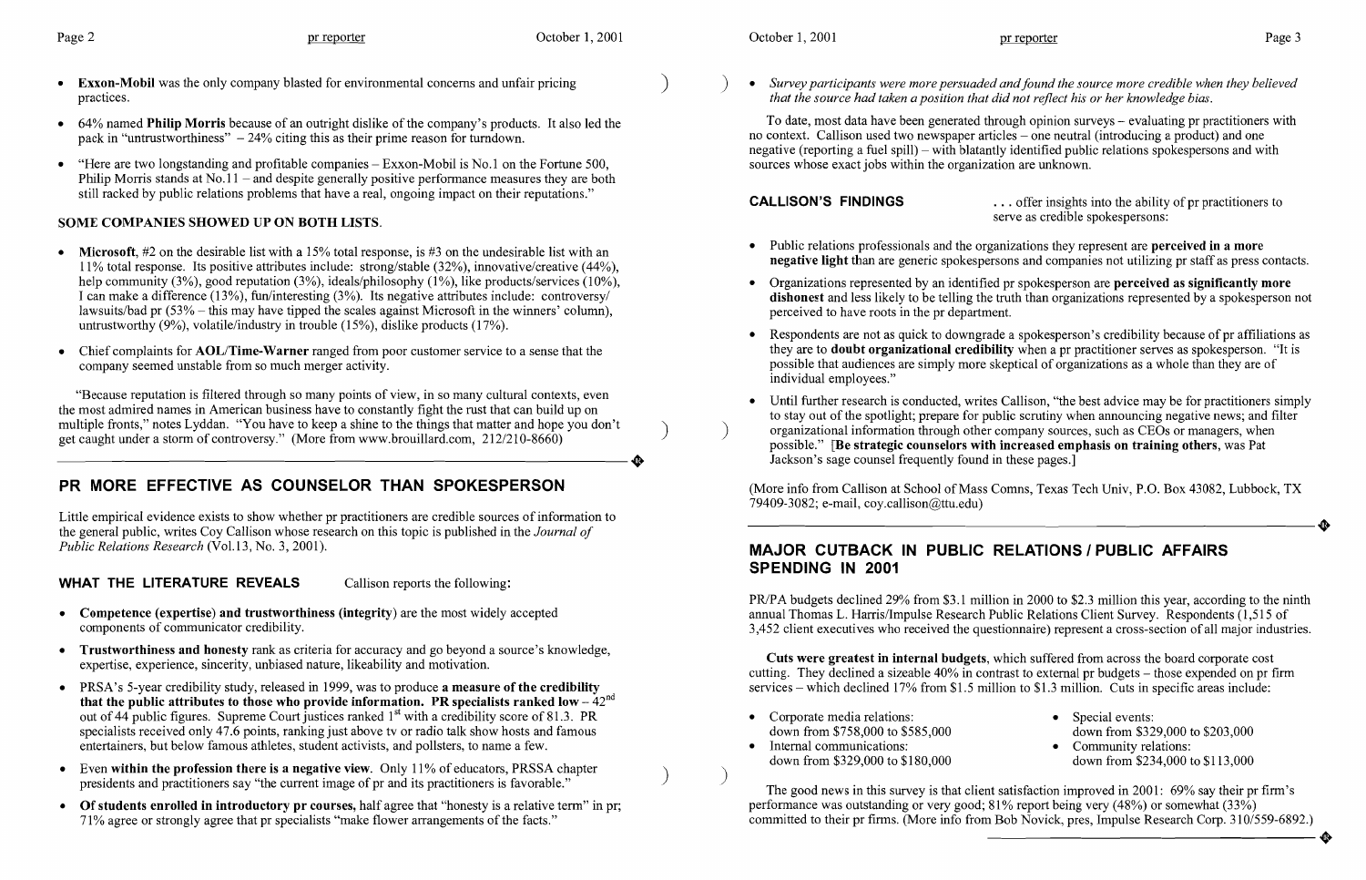- **Exxon-Mobil** was the only company blasted for environmental concerns and unfair pricing practices.
- 64% named **Philip Morris** because of an outright dislike of the company's products. It also led the pack in "untrustworthiness" – 24% citing this as their prime reason for turndown.
- "Here are two longstanding and profitable companies – Exxon-Mobil is No.1 on the Fortune 500, Philip Morris stands at No.11 – and despite generally positive performance measures they are both still racked by public relations problems that have a real, ongoing impact on their reputations."

**SOME COMPANIES SHOWED UP ON BOTH LISTS.**

- **Microsoft**, #2 on the desirable list with a 15% total response, is #3 on the undesirable list with an 11% total response. Its positive attributes include: strong/stable (32%), innovative/creative (44%), help community (3%), good reputation (3%), ideals/philosophy (1%), like products/services (10%), I can make a difference (13%), fun/interesting (3%). Its negative attributes include: controversy/ lawsuits/bad pr (53% – this may have tipped the scales against Microsoft in the winners' column), untrustworthy (9%), volatile/industry in trouble (15%), dislike products (17%).
- Chief complaints for **AOL/Time-Warner** ranged from poor customer service to a sense that the company seemed unstable from so much merger activity.

"Because reputation is filtered through so many points of view, in so many cultural contexts, even the most admired names in American business have to constantly fight the rust that can build up on multiple fronts," notes Lyddan. "You have to keep a shine to the things that matter and hope you don't get caught under a storm of controversy." (More from www.brouillard.com, 212/210-8660)

## PR MORE EFFECTIVE AS COUNSELOR THAN SPOKESPERSON

Little empirical evidence exists to show whether pr practitioners are credible sources of information to the general public, writes Coy Callison whose research on this topic is published in the *Journal of Public Relations Research* (Vol.13, No. 3, 2001).

**WHAT THE LITERATURE REVEALS** Callison reports the following:

- **Competence (expertise) and trustworthiness (integrity)** are the most widely accepted components of communicator credibility.
- **Trustworthiness and honesty** rank as criteria for accuracy and go beyond a source's knowledge, expertise, experience, sincerity, unbiased nature, likeability and motivation.
- PRSA's 5-year credibility study, released in 1999, was to produce **a measure of the credibility that the public attributes to those who provide information. PR specialists ranked low** – 42nd out of 44 public figures. Supreme Court justices ranked 1st with a credibility score of 81.3. PR specialists received only 47.6 points, ranking just above tv or radio talk show hosts and famous entertainers, but below famous athletes, student activists, and pollsters, to name a few.
- Even **within the profession there is a negative view**. Only 11% of educators, PRSSA chapter presidents and practitioners say "the current image of pr and its practitioners is favorable."
- **Of students enrolled in introductory pr courses,** half agree that "honesty is a relative term" in pr; 71% agree or strongly agree that pr specialists "make flower arrangements of the facts."
- *Survey participants were more persuaded and found the source more credible when they believed that the source had taken a position that did not reflect his or her knowledge bias.*

To date, most data have been generated through opinion surveys – evaluating pr practitioners with no context. Callison used two newspaper articles – one neutral (introducing a product) and one negative (reporting a fuel spill) – with blatantly identified public relations spokespersons and with sources whose exact jobs within the organization are unknown.

**CALLISON'S FINDINGS** . . . offer insights into the ability of pr practitioners to serve as credible spokespersons:

- Public relations professionals and the organizations they represent are **perceived in a more negative light** than are generic spokespersons and companies not utilizing pr staff as press contacts.
- Organizations represented by an identified pr spokesperson are **perceived as significantly more dishonest** and less likely to be telling the truth than organizations represented by a spokesperson not perceived to have roots in the pr department.
- Respondents are not as quick to downgrade a spokesperson's credibility because of pr affiliations as they are to **doubt organizational credibility** when a pr practitioner serves as spokesperson. "It is possible that audiences are simply more skeptical of organizations as a whole than they are of individual employees."
- Until further research is conducted, writes Callison, "the best advice may be for practitioners simply to stay out of the spotlight; prepare for public scrutiny when announcing negative news; and filter organizational information through other company sources, such as CEOs or managers, when possible." [**Be strategic counselors with increased emphasis on training others**, was Pat Jackson's sage counsel frequently found in these pages.]

(More info from Callison at School of Mass Comns, Texas Tech Univ, P.O. Box 43082, Lubbock, TX 79409-3082; e-mail, coy.callison@ttu.edu)

## MAJOR CUTBACK IN PUBLIC RELATIONS / PUBLIC AFFAIRS SPENDING IN 2001

PR/PA budgets declined 29% from \$3.1 million in 2000 to \$2.3 million this year, according to the ninth annual Thomas L. Harris/Impulse Research Public Relations Client Survey. Respondents (1,515 of 3,452 client executives who received the questionnaire) represent a cross-section of all major industries.

**Cuts were greatest in internal budgets**, which suffered from across the board corporate cost cutting. They declined a sizeable 40% in contrast to external pr budgets – those expended on pr firm services – which declined 17% from \$1.5 million to \$1.3 million. Cuts in specific areas include:

- Corporate media relations: down from \$758,000 to \$585,000
- Internal communications: down from \$329,000 to \$180,000
- Special events: down from \$329,000 to \$203,000
- Community relations: down from \$234,000 to \$113,000

The good news in this survey is that client satisfaction improved in 2001: 69% say their pr firm's performance was outstanding or very good; 81% report being very (48%) or somewhat (33%) committed to their pr firms. (More info from Bob Novick, pres, Impulse Research Corp. 310/559-6892.)